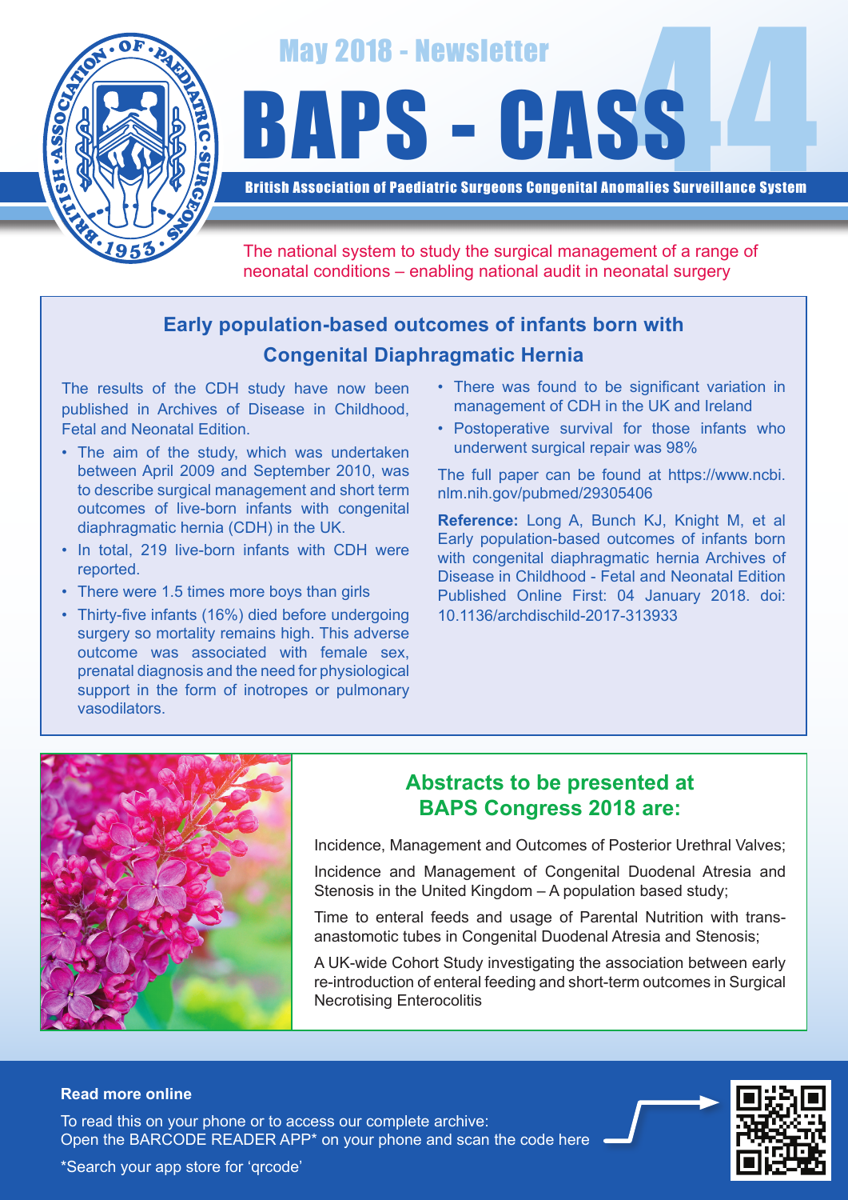May 2018 - Newsletter

# BAPS - CASS 44

**British Association of Paediatric Surgeons Congenital Anomalies Surveillance System**

The national system to study the surgical management of a range of neonatal conditions – enabling national audit in neonatal surgery

## Early population-based outcomes of infants born with Congenital Diaphragmatic Hernia

The results of the CDH study have now been published in Archives of Disease in Childhood, Fetal and Neonatal Edition.

- The aim of the study, which was undertaken between April 2009 and September 2010, was to describe surgical management and short term outcomes of live-born infants with congenital diaphragmatic hernia (CDH) in the UK.
- In total, 219 live-born infants with CDH were reported.
- There were 1.5 times more boys than girls
- Thirty-five infants (16%) died before undergoing surgery so mortality remains high. This adverse outcome was associated with female sex, prenatal diagnosis and the need for physiological support in the form of inotropes or pulmonary vasodilators.
- There was found to be significant variation in management of CDH in the UK and Ireland
- Postoperative survival for those infants who underwent surgical repair was 98%

The full paper can be found at https://www.ncbi.nlm.nih.gov/pubmed/29305406

**Reference:** Long A, Bunch KJ, Knight M, et al Early population-based outcomes of infants born with congenital diaphragmatic hernia Archives of Disease in Childhood - Fetal and Neonatal Edition Published Online First: 04 January 2018. doi: 10.1136/archdischild-2017-313933

## Abstracts to be presented at BAPS Congress 2018 are:

Incidence, Management and Outcomes of Posterior Urethral Valves;

Incidence and Management of Congenital Duodenal Atresia and Stenosis in the United Kingdom – A population based study;

Time to enteral feeds and usage of Parental Nutrition with trans-anastomotic tubes in Congenital Duodenal Atresia and Stenosis;

A UK-wide Cohort Study investigating the association between early re-introduction of enteral feeding and short-term outcomes in Surgical Necrotising Enterocolitis

**Read more online**

To read this on your phone or to access our complete archive:
Open the BARCODE READER APP* on your phone and scan the code here

*Search your app store for 'qrcode'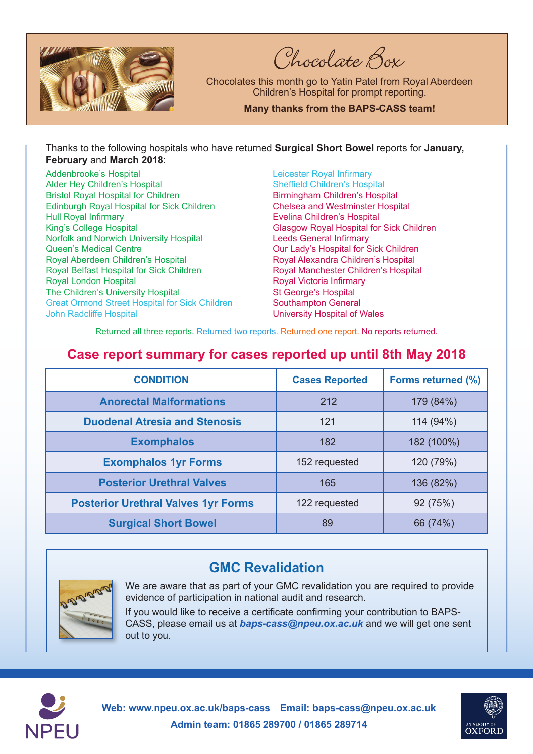## Chocolate Box

Chocolates this month go to Yatin Patel from Royal Aberdeen Children's Hospital for prompt reporting.

**Many thanks from the BAPS-CASS team!**

Thanks to the following hospitals who have returned **Surgical Short Bowel** reports for **January, February** and **March 2018**:

Addenbrooke's Hospital
Alder Hey Children's Hospital
Bristol Royal Hospital for Children
Edinburgh Royal Hospital for Sick Children
Hull Royal Infirmary
King's College Hospital
Norfolk and Norwich University Hospital
Queen's Medical Centre
Royal Aberdeen Children's Hospital
Royal Belfast Hospital for Sick Children
Royal London Hospital
The Children's University Hospital
Great Ormond Street Hospital for Sick Children
John Radcliffe Hospital
Leicester Royal Infirmary
Sheffield Children's Hospital
Birmingham Children's Hospital
Chelsea and Westminster Hospital
Evelina Children's Hospital
Glasgow Royal Hospital for Sick Children
Leeds General Infirmary
Our Lady's Hospital for Sick Children
Royal Alexandra Children's Hospital
Royal Manchester Children's Hospital
Royal Victoria Infirmary
St George's Hospital
Southampton General
University Hospital of Wales

Returned all three reports. Returned two reports. Returned one report. No reports returned.

## Case report summary for cases reported up until 8th May 2018

| CONDITION | Cases Reported | Forms returned (%) |
|---|---|---|
| Anorectal Malformations | 212 | 179 (84%) |
| Duodenal Atresia and Stenosis | 121 | 114 (94%) |
| Exomphalos | 182 | 182 (100%) |
| Exomphalos 1yr Forms | 152 requested | 120 (79%) |
| Posterior Urethral Valves | 165 | 136 (82%) |
| Posterior Urethral Valves 1yr Forms | 122 requested | 92 (75%) |
| Surgical Short Bowel | 89 | 66 (74%) |

## GMC Revalidation

We are aware that as part of your GMC revalidation you are required to provide evidence of participation in national audit and research.

If you would like to receive a certificate confirming your contribution to BAPS-CASS, please email us at ***baps-cass@npeu.ox.ac.uk*** and we will get one sent out to you.

**Web: www.npeu.ox.ac.uk/baps-cass Email: baps-cass@npeu.ox.ac.uk**
**Admin team: 01865 289700 / 01865 289714**

NPEU

UNIVERSITY OF OXFORD